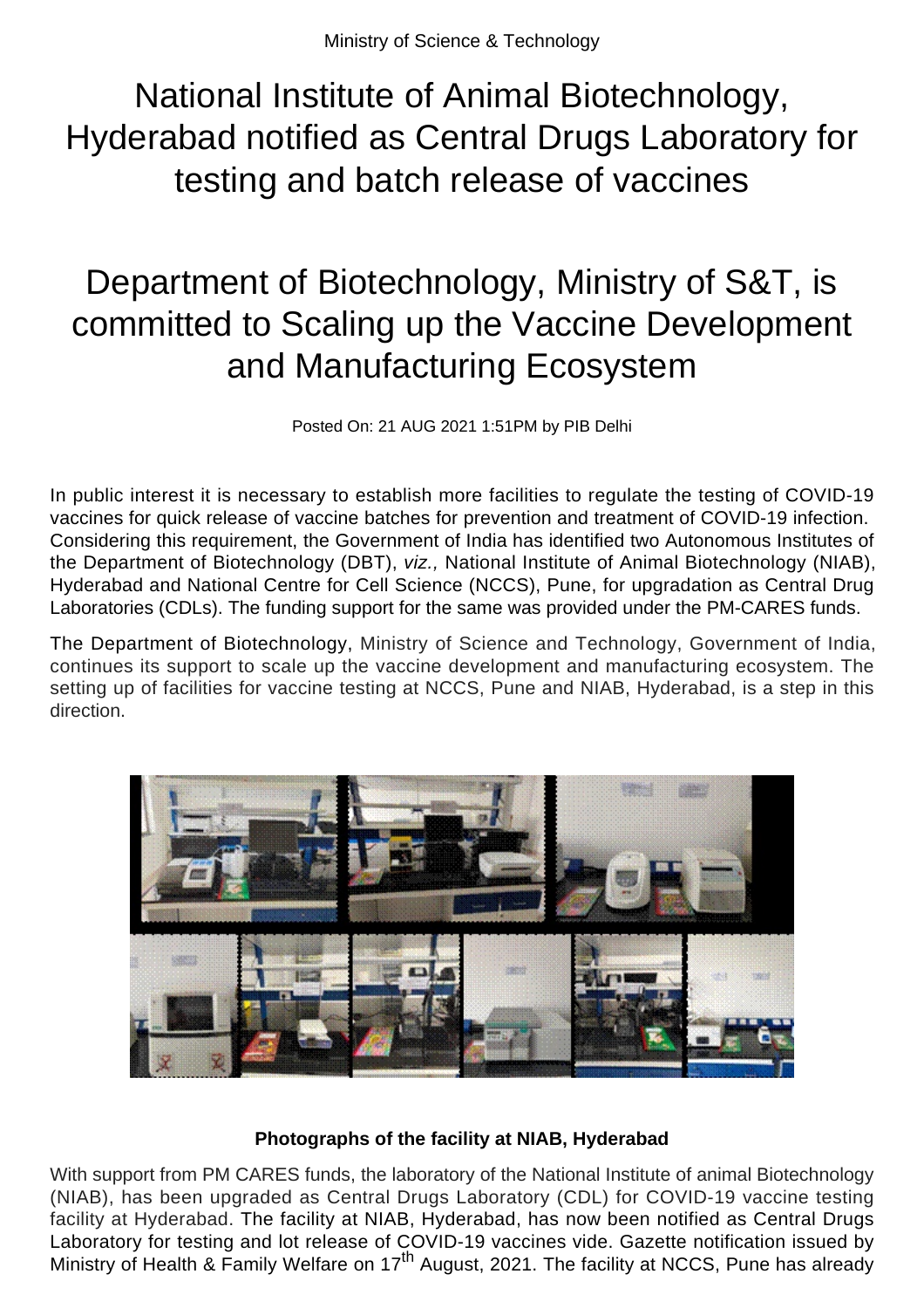Ministry of Science & Technology

# National Institute of Animal Biotechnology, Hyderabad notified as Central Drugs Laboratory for testing and batch release of vaccines

# Department of Biotechnology, Ministry of S&T, is committed to Scaling up the Vaccine Development and Manufacturing Ecosystem

Posted On: 21 AUG 2021 1:51PM by PIB Delhi

In public interest it is necessary to establish more facilities to regulate the testing of COVID-19 vaccines for quick release of vaccine batches for prevention and treatment of COVID-19 infection. Considering this requirement, the Government of India has identified two Autonomous Institutes of the Department of Biotechnology (DBT), *viz.,* National Institute of Animal Biotechnology (NIAB), Hyderabad and National Centre for Cell Science (NCCS), Pune, for upgradation as Central Drug Laboratories (CDLs). The funding support for the same was provided under the PM-CARES funds.

The Department of Biotechnology, Ministry of Science and Technology, Government of India, continues its support to scale up the vaccine development and manufacturing ecosystem. The setting up of facilities for vaccine testing at NCCS, Pune and NIAB, Hyderabad, is a step in this direction.

**Photographs of the facility at NIAB, Hyderabad**

With support from PM CARES funds, the laboratory of the National Institute of animal Biotechnology (NIAB), has been upgraded as Central Drugs Laboratory (CDL) for COVID-19 vaccine testing facility at Hyderabad. The facility at NIAB, Hyderabad, has now been notified as Central Drugs Laboratory for testing and lot release of COVID-19 vaccines vide. Gazette notification issued by Ministry of Health & Family Welfare on 17th August, 2021. The facility at NCCS, Pune has already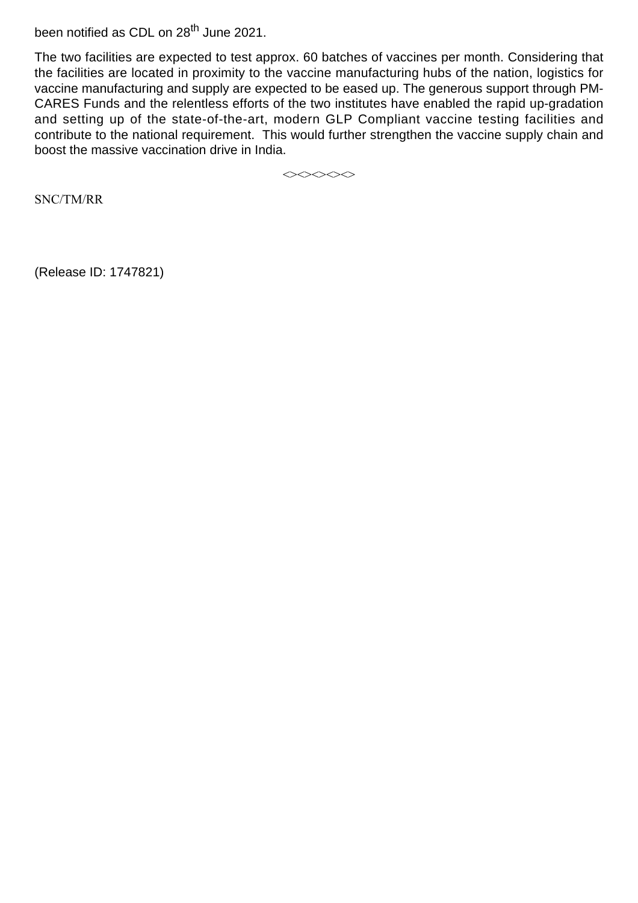been notified as CDL on 28th June 2021.

The two facilities are expected to test approx. 60 batches of vaccines per month. Considering that the facilities are located in proximity to the vaccine manufacturing hubs of the nation, logistics for vaccine manufacturing and supply are expected to be eased up. The generous support through PM-CARES Funds and the relentless efforts of the two institutes have enabled the rapid up-gradation and setting up of the state-of-the-art, modern GLP Compliant vaccine testing facilities and contribute to the national requirement. This would further strengthen the vaccine supply chain and boost the massive vaccination drive in India.

<><><><><>

SNC/TM/RR

(Release ID: 1747821)